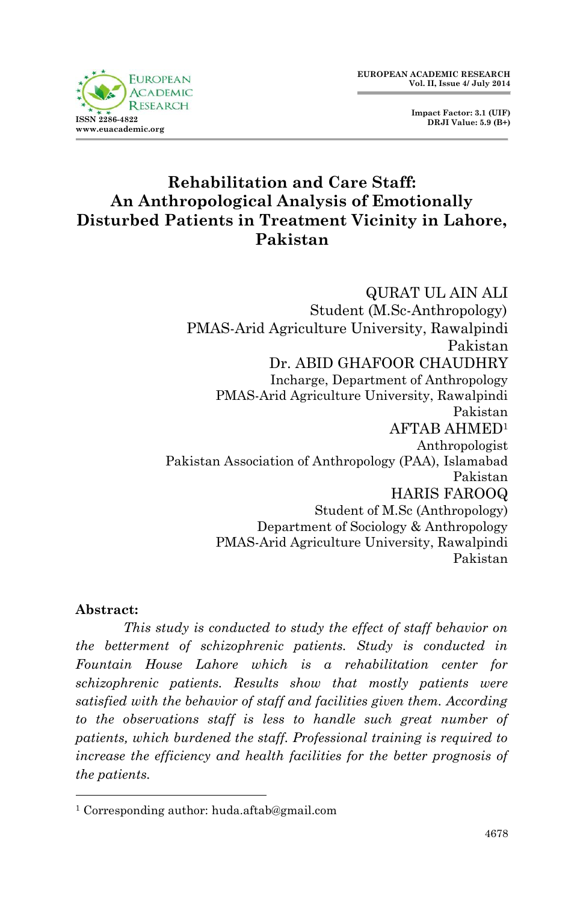# Rehabilitation and Care Staff: An Anthropological Analysis of Emotionally Disturbed Patients in Treatment Vicinity in Lahore, Pakistan

QURAT UL AIN ALI
Student (M.Sc-Anthropology)
PMAS-Arid Agriculture University, Rawalpindi
Pakistan

Dr. ABID GHAFOOR CHAUDHRY
Incharge, Department of Anthropology
PMAS-Arid Agriculture University, Rawalpindi
Pakistan

AFTAB AHMED[1]
Anthropologist
Pakistan Association of Anthropology (PAA), Islamabad
Pakistan

HARIS FAROOQ
Student of M.Sc (Anthropology)
Department of Sociology & Anthropology
PMAS-Arid Agriculture University, Rawalpindi
Pakistan

**Abstract:**

*This study is conducted to study the effect of staff behavior on the betterment of schizophrenic patients. Study is conducted in Fountain House Lahore which is a rehabilitation center for schizophrenic patients. Results show that mostly patients were satisfied with the behavior of staff and facilities given them. According to the observations staff is less to handle such great number of patients, which burdened the staff. Professional training is required to increase the efficiency and health facilities for the better prognosis of the patients.*

---

[1] Corresponding author: huda.aftab@gmail.com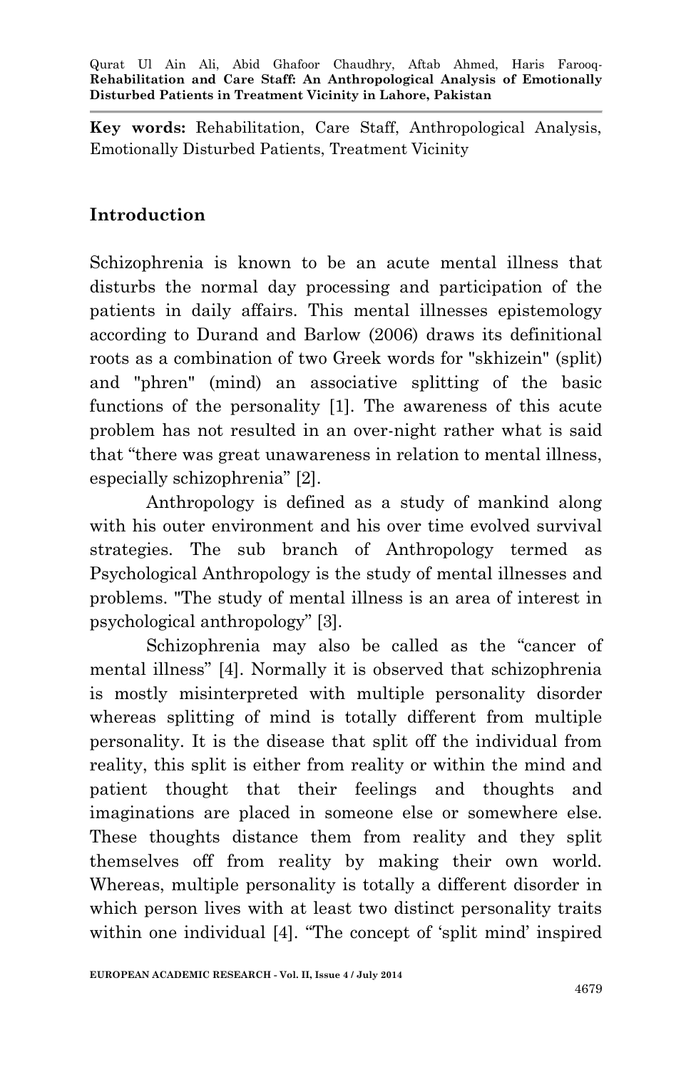**Key words:** Rehabilitation, Care Staff, Anthropological Analysis, Emotionally Disturbed Patients, Treatment Vicinity

## Introduction

Schizophrenia is known to be an acute mental illness that disturbs the normal day processing and participation of the patients in daily affairs. This mental illnesses epistemology according to Durand and Barlow (2006) draws its definitional roots as a combination of two Greek words for "skhizein" (split) and "phren" (mind) an associative splitting of the basic functions of the personality [1]. The awareness of this acute problem has not resulted in an over-night rather what is said that "there was great unawareness in relation to mental illness, especially schizophrenia" [2].

Anthropology is defined as a study of mankind along with his outer environment and his over time evolved survival strategies. The sub branch of Anthropology termed as Psychological Anthropology is the study of mental illnesses and problems. "The study of mental illness is an area of interest in psychological anthropology" [3].

Schizophrenia may also be called as the "cancer of mental illness" [4]. Normally it is observed that schizophrenia is mostly misinterpreted with multiple personality disorder whereas splitting of mind is totally different from multiple personality. It is the disease that split off the individual from reality, this split is either from reality or within the mind and patient thought that their feelings and thoughts and imaginations are placed in someone else or somewhere else. These thoughts distance them from reality and they split themselves off from reality by making their own world. Whereas, multiple personality is totally a different disorder in which person lives with at least two distinct personality traits within one individual [4]. "The concept of 'split mind' inspired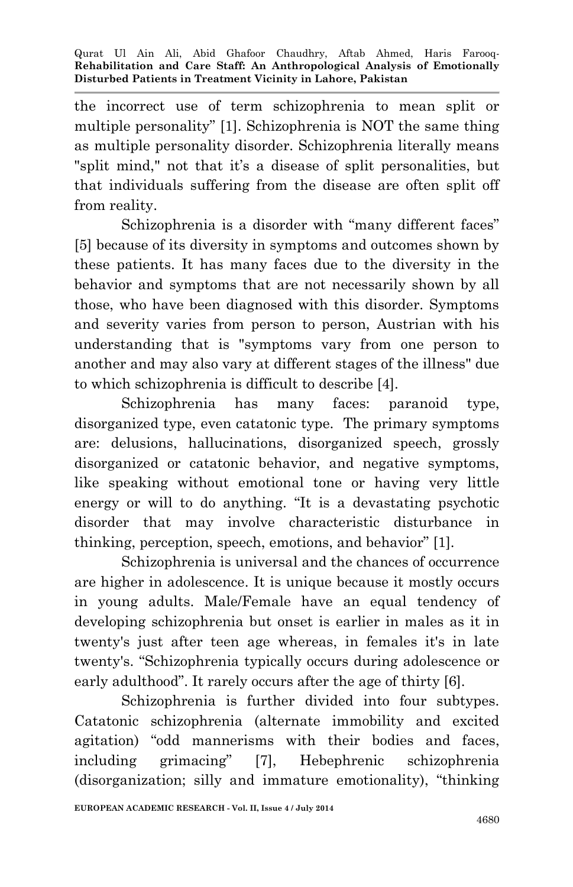the incorrect use of term schizophrenia to mean split or multiple personality" [1]. Schizophrenia is NOT the same thing as multiple personality disorder. Schizophrenia literally means "split mind," not that it's a disease of split personalities, but that individuals suffering from the disease are often split off from reality.

Schizophrenia is a disorder with "many different faces" [5] because of its diversity in symptoms and outcomes shown by these patients. It has many faces due to the diversity in the behavior and symptoms that are not necessarily shown by all those, who have been diagnosed with this disorder. Symptoms and severity varies from person to person, Austrian with his understanding that is "symptoms vary from one person to another and may also vary at different stages of the illness" due to which schizophrenia is difficult to describe [4].

Schizophrenia has many faces: paranoid type, disorganized type, even catatonic type. The primary symptoms are: delusions, hallucinations, disorganized speech, grossly disorganized or catatonic behavior, and negative symptoms, like speaking without emotional tone or having very little energy or will to do anything. "It is a devastating psychotic disorder that may involve characteristic disturbance in thinking, perception, speech, emotions, and behavior" [1].

Schizophrenia is universal and the chances of occurrence are higher in adolescence. It is unique because it mostly occurs in young adults. Male/Female have an equal tendency of developing schizophrenia but onset is earlier in males as it in twenty's just after teen age whereas, in females it's in late twenty's. "Schizophrenia typically occurs during adolescence or early adulthood". It rarely occurs after the age of thirty [6].

Schizophrenia is further divided into four subtypes. Catatonic schizophrenia (alternate immobility and excited agitation) "odd mannerisms with their bodies and faces, including grimacing" [7], Hebephrenic schizophrenia (disorganization; silly and immature emotionality), "thinking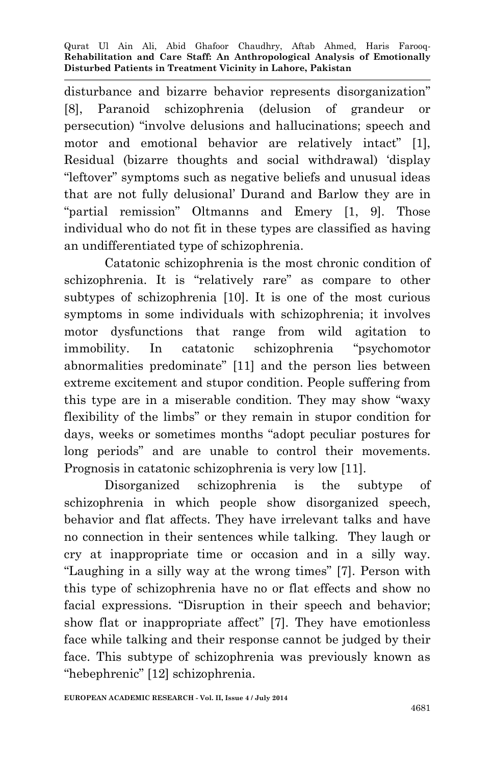disturbance and bizarre behavior represents disorganization" [8], Paranoid schizophrenia (delusion of grandeur or persecution) "involve delusions and hallucinations; speech and motor and emotional behavior are relatively intact" [1], Residual (bizarre thoughts and social withdrawal) 'display "leftover" symptoms such as negative beliefs and unusual ideas that are not fully delusional' Durand and Barlow they are in "partial remission" Oltmanns and Emery [1, 9]. Those individual who do not fit in these types are classified as having an undifferentiated type of schizophrenia.

Catatonic schizophrenia is the most chronic condition of schizophrenia. It is "relatively rare" as compare to other subtypes of schizophrenia [10]. It is one of the most curious symptoms in some individuals with schizophrenia; it involves motor dysfunctions that range from wild agitation to immobility. In catatonic schizophrenia "psychomotor abnormalities predominate" [11] and the person lies between extreme excitement and stupor condition. People suffering from this type are in a miserable condition. They may show "waxy flexibility of the limbs" or they remain in stupor condition for days, weeks or sometimes months "adopt peculiar postures for long periods" and are unable to control their movements. Prognosis in catatonic schizophrenia is very low [11].

Disorganized schizophrenia is the subtype of schizophrenia in which people show disorganized speech, behavior and flat affects. They have irrelevant talks and have no connection in their sentences while talking. They laugh or cry at inappropriate time or occasion and in a silly way. "Laughing in a silly way at the wrong times" [7]. Person with this type of schizophrenia have no or flat effects and show no facial expressions. "Disruption in their speech and behavior; show flat or inappropriate affect" [7]. They have emotionless face while talking and their response cannot be judged by their face. This subtype of schizophrenia was previously known as "hebephrenic" [12] schizophrenia.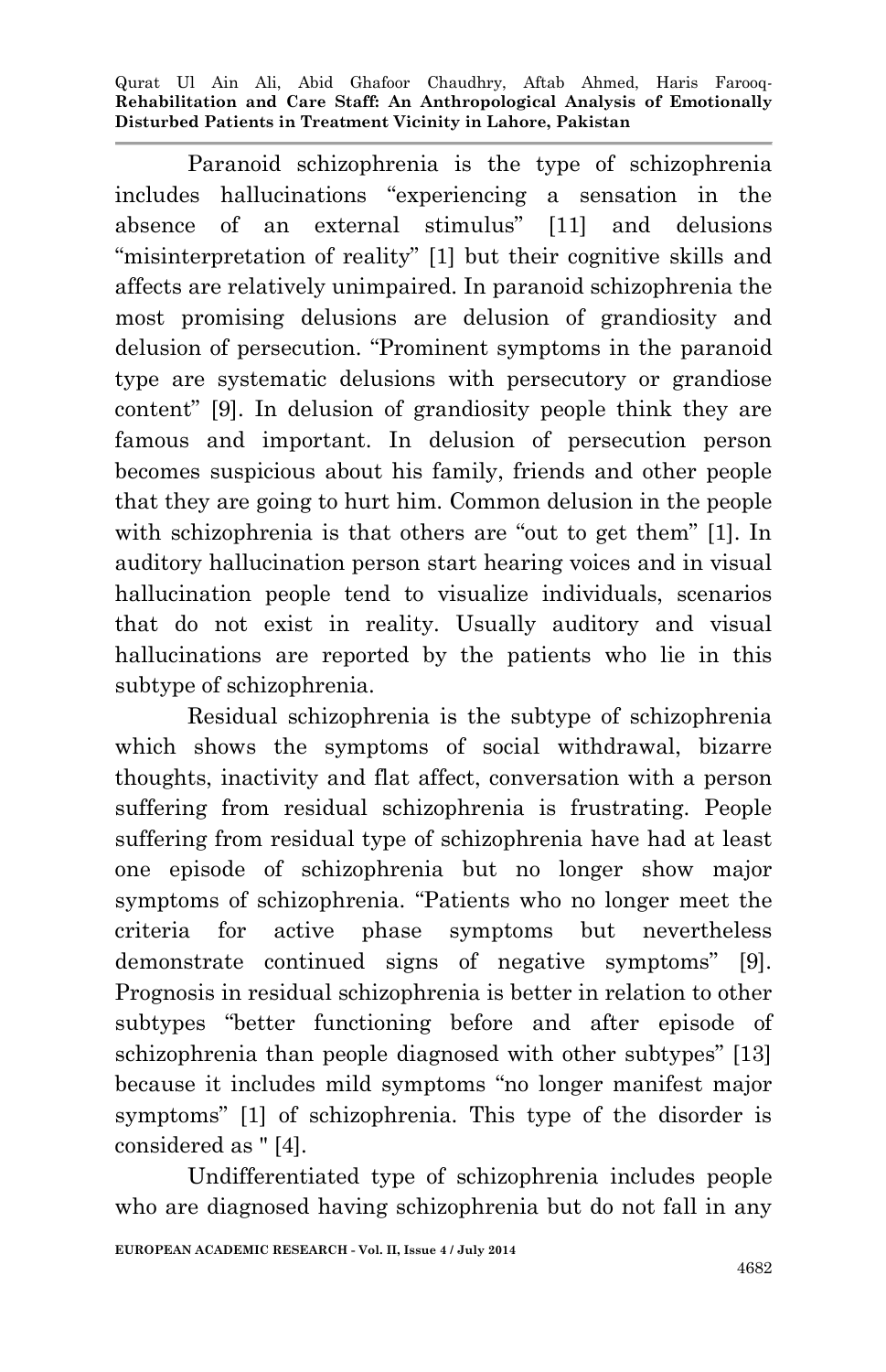Paranoid schizophrenia is the type of schizophrenia includes hallucinations "experiencing a sensation in the absence of an external stimulus" [11] and delusions "misinterpretation of reality" [1] but their cognitive skills and affects are relatively unimpaired. In paranoid schizophrenia the most promising delusions are delusion of grandiosity and delusion of persecution. "Prominent symptoms in the paranoid type are systematic delusions with persecutory or grandiose content" [9]. In delusion of grandiosity people think they are famous and important. In delusion of persecution person becomes suspicious about his family, friends and other people that they are going to hurt him. Common delusion in the people with schizophrenia is that others are "out to get them" [1]. In auditory hallucination person start hearing voices and in visual hallucination people tend to visualize individuals, scenarios that do not exist in reality. Usually auditory and visual hallucinations are reported by the patients who lie in this subtype of schizophrenia.

Residual schizophrenia is the subtype of schizophrenia which shows the symptoms of social withdrawal, bizarre thoughts, inactivity and flat affect, conversation with a person suffering from residual schizophrenia is frustrating. People suffering from residual type of schizophrenia have had at least one episode of schizophrenia but no longer show major symptoms of schizophrenia. "Patients who no longer meet the criteria for active phase symptoms but nevertheless demonstrate continued signs of negative symptoms" [9]. Prognosis in residual schizophrenia is better in relation to other subtypes "better functioning before and after episode of schizophrenia than people diagnosed with other subtypes" [13] because it includes mild symptoms "no longer manifest major symptoms" [1] of schizophrenia. This type of the disorder is considered as " [4].

Undifferentiated type of schizophrenia includes people who are diagnosed having schizophrenia but do not fall in any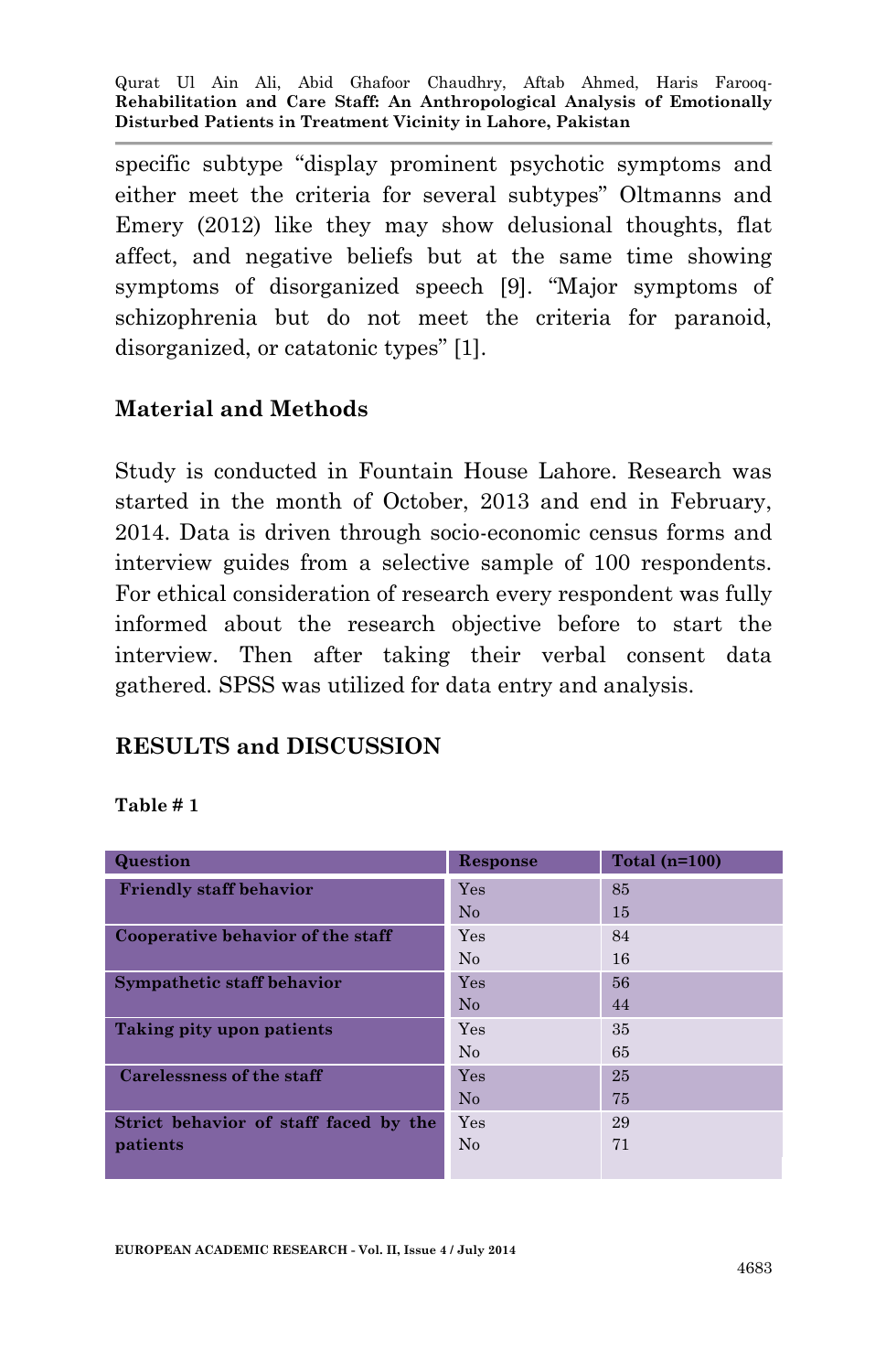specific subtype "display prominent psychotic symptoms and either meet the criteria for several subtypes" Oltmanns and Emery (2012) like they may show delusional thoughts, flat affect, and negative beliefs but at the same time showing symptoms of disorganized speech [9]. "Major symptoms of schizophrenia but do not meet the criteria for paranoid, disorganized, or catatonic types" [1].

## Material and Methods

Study is conducted in Fountain House Lahore. Research was started in the month of October, 2013 and end in February, 2014. Data is driven through socio-economic census forms and interview guides from a selective sample of 100 respondents. For ethical consideration of research every respondent was fully informed about the research objective before to start the interview. Then after taking their verbal consent data gathered. SPSS was utilized for data entry and analysis.

## RESULTS and DISCUSSION

**Table # 1**

| Question | Response | Total (n=100) |
|---|---|---|
| Friendly staff behavior | Yes | 85 |
| | No | 15 |
| Cooperative behavior of the staff | Yes | 84 |
| | No | 16 |
| Sympathetic staff behavior | Yes | 56 |
| | No | 44 |
| Taking pity upon patients | Yes | 35 |
| | No | 65 |
| Carelessness of the staff | Yes | 25 |
| | No | 75 |
| Strict behavior of staff faced by the patients | Yes | 29 |
| | No | 71 |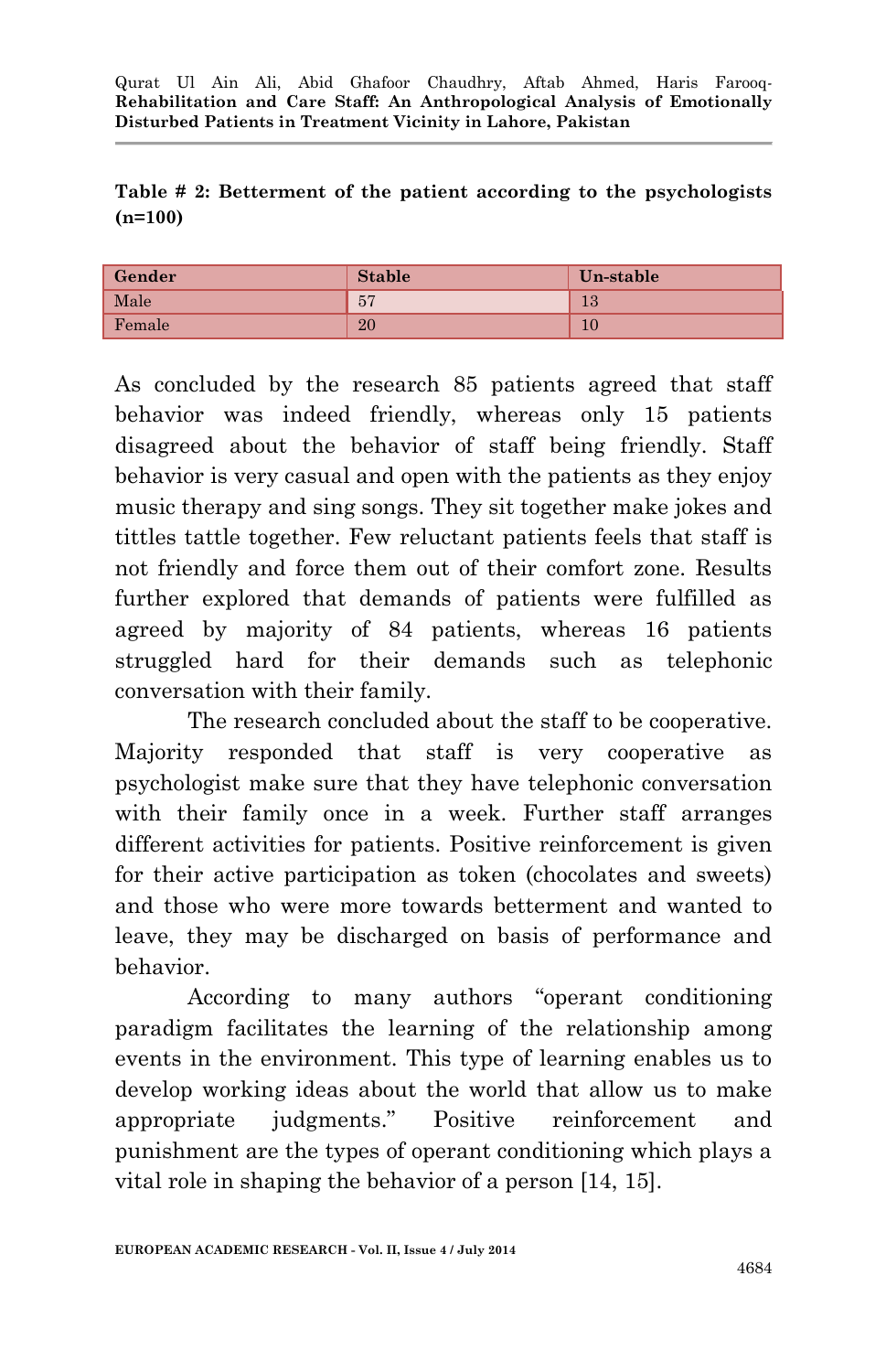**Table # 2: Betterment of the patient according to the psychologists (n=100)**

| Gender | Stable | Un-stable |
|---|---|---|
| Male | 57 | 13 |
| Female | 20 | 10 |

As concluded by the research 85 patients agreed that staff behavior was indeed friendly, whereas only 15 patients disagreed about the behavior of staff being friendly. Staff behavior is very casual and open with the patients as they enjoy music therapy and sing songs. They sit together make jokes and tittles tattle together. Few reluctant patients feels that staff is not friendly and force them out of their comfort zone. Results further explored that demands of patients were fulfilled as agreed by majority of 84 patients, whereas 16 patients struggled hard for their demands such as telephonic conversation with their family.

The research concluded about the staff to be cooperative. Majority responded that staff is very cooperative as psychologist make sure that they have telephonic conversation with their family once in a week. Further staff arranges different activities for patients. Positive reinforcement is given for their active participation as token (chocolates and sweets) and those who were more towards betterment and wanted to leave, they may be discharged on basis of performance and behavior.

According to many authors "operant conditioning paradigm facilitates the learning of the relationship among events in the environment. This type of learning enables us to develop working ideas about the world that allow us to make appropriate judgments." Positive reinforcement and punishment are the types of operant conditioning which plays a vital role in shaping the behavior of a person [14, 15].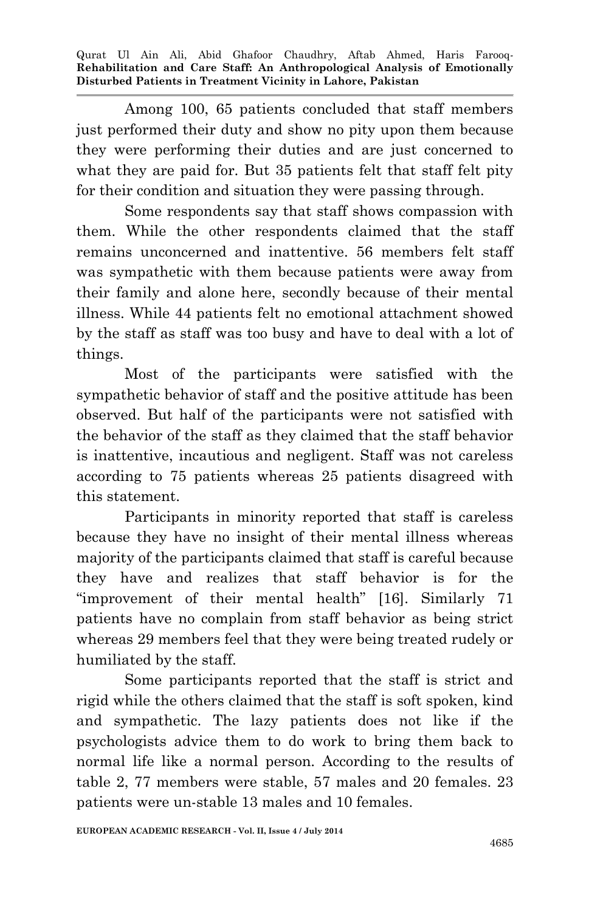Among 100, 65 patients concluded that staff members just performed their duty and show no pity upon them because they were performing their duties and are just concerned to what they are paid for. But 35 patients felt that staff felt pity for their condition and situation they were passing through.

Some respondents say that staff shows compassion with them. While the other respondents claimed that the staff remains unconcerned and inattentive. 56 members felt staff was sympathetic with them because patients were away from their family and alone here, secondly because of their mental illness. While 44 patients felt no emotional attachment showed by the staff as staff was too busy and have to deal with a lot of things.

Most of the participants were satisfied with the sympathetic behavior of staff and the positive attitude has been observed. But half of the participants were not satisfied with the behavior of the staff as they claimed that the staff behavior is inattentive, incautious and negligent. Staff was not careless according to 75 patients whereas 25 patients disagreed with this statement.

Participants in minority reported that staff is careless because they have no insight of their mental illness whereas majority of the participants claimed that staff is careful because they have and realizes that staff behavior is for the "improvement of their mental health" [16]. Similarly 71 patients have no complain from staff behavior as being strict whereas 29 members feel that they were being treated rudely or humiliated by the staff.

Some participants reported that the staff is strict and rigid while the others claimed that the staff is soft spoken, kind and sympathetic. The lazy patients does not like if the psychologists advice them to do work to bring them back to normal life like a normal person. According to the results of table 2, 77 members were stable, 57 males and 20 females. 23 patients were un-stable 13 males and 10 females.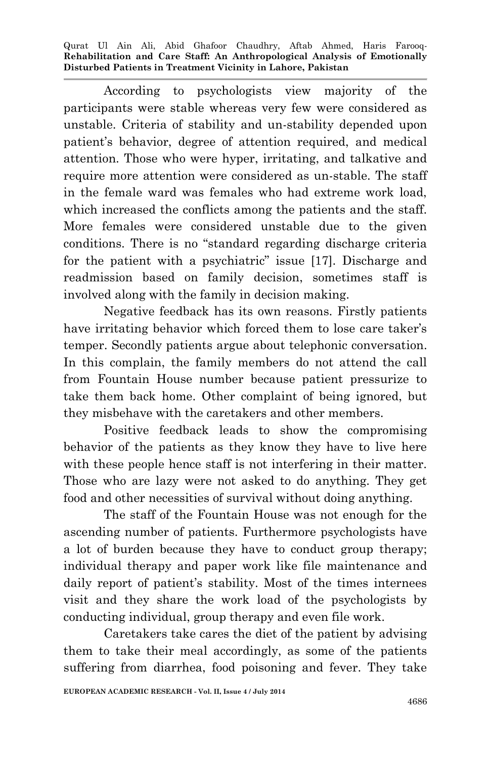According to psychologists view majority of the participants were stable whereas very few were considered as unstable. Criteria of stability and un-stability depended upon patient's behavior, degree of attention required, and medical attention. Those who were hyper, irritating, and talkative and require more attention were considered as un-stable. The staff in the female ward was females who had extreme work load, which increased the conflicts among the patients and the staff. More females were considered unstable due to the given conditions. There is no "standard regarding discharge criteria for the patient with a psychiatric" issue [17]. Discharge and readmission based on family decision, sometimes staff is involved along with the family in decision making.

Negative feedback has its own reasons. Firstly patients have irritating behavior which forced them to lose care taker's temper. Secondly patients argue about telephonic conversation. In this complain, the family members do not attend the call from Fountain House number because patient pressurize to take them back home. Other complaint of being ignored, but they misbehave with the caretakers and other members.

Positive feedback leads to show the compromising behavior of the patients as they know they have to live here with these people hence staff is not interfering in their matter. Those who are lazy were not asked to do anything. They get food and other necessities of survival without doing anything.

The staff of the Fountain House was not enough for the ascending number of patients. Furthermore psychologists have a lot of burden because they have to conduct group therapy; individual therapy and paper work like file maintenance and daily report of patient's stability. Most of the times internees visit and they share the work load of the psychologists by conducting individual, group therapy and even file work.

Caretakers take cares the diet of the patient by advising them to take their meal accordingly, as some of the patients suffering from diarrhea, food poisoning and fever. They take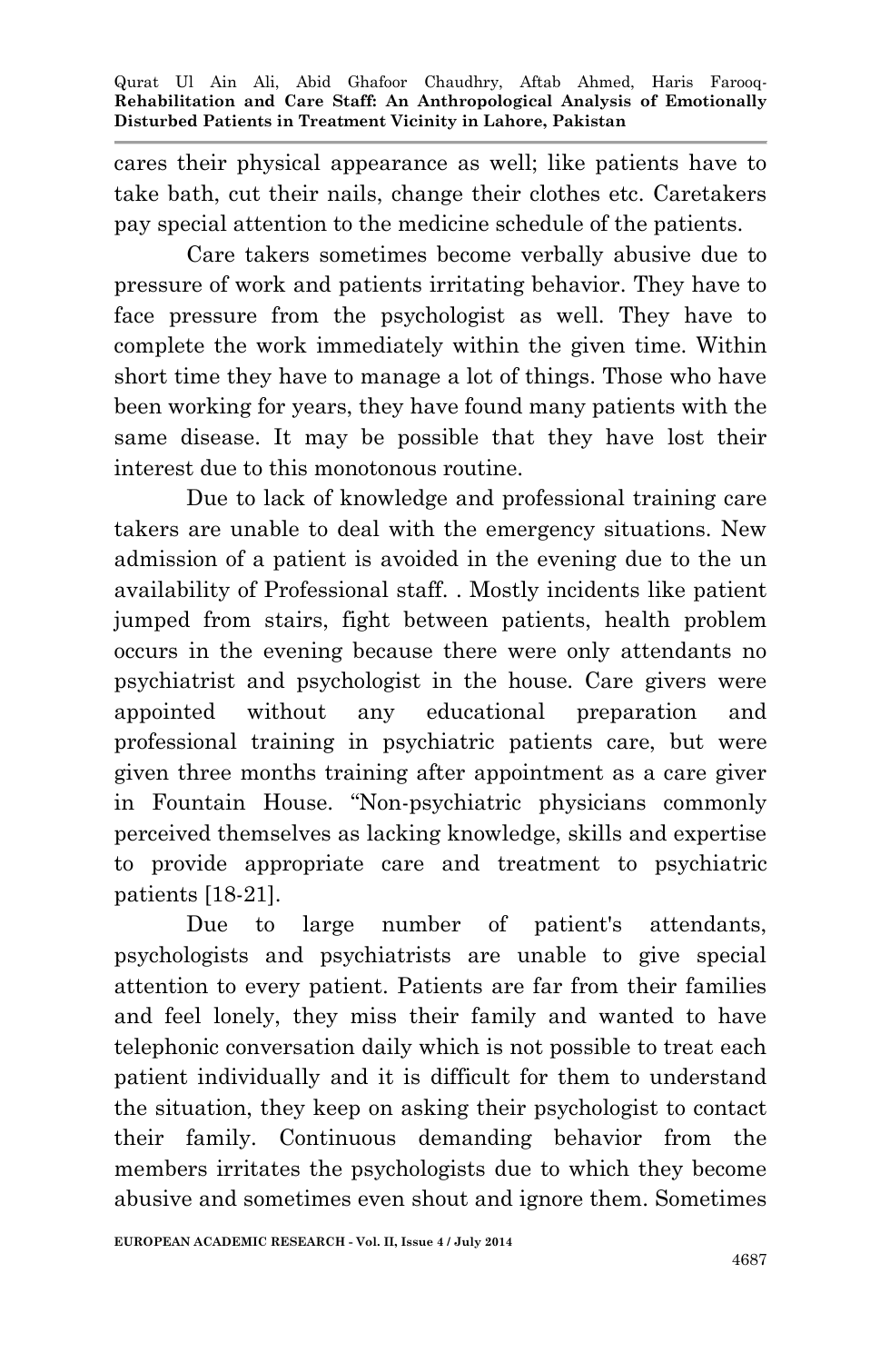cares their physical appearance as well; like patients have to take bath, cut their nails, change their clothes etc. Caretakers pay special attention to the medicine schedule of the patients.

Care takers sometimes become verbally abusive due to pressure of work and patients irritating behavior. They have to face pressure from the psychologist as well. They have to complete the work immediately within the given time. Within short time they have to manage a lot of things. Those who have been working for years, they have found many patients with the same disease. It may be possible that they have lost their interest due to this monotonous routine.

Due to lack of knowledge and professional training care takers are unable to deal with the emergency situations. New admission of a patient is avoided in the evening due to the un availability of Professional staff. . Mostly incidents like patient jumped from stairs, fight between patients, health problem occurs in the evening because there were only attendants no psychiatrist and psychologist in the house. Care givers were appointed without any educational preparation and professional training in psychiatric patients care, but were given three months training after appointment as a care giver in Fountain House. "Non-psychiatric physicians commonly perceived themselves as lacking knowledge, skills and expertise to provide appropriate care and treatment to psychiatric patients [18-21].

Due to large number of patient's attendants, psychologists and psychiatrists are unable to give special attention to every patient. Patients are far from their families and feel lonely, they miss their family and wanted to have telephonic conversation daily which is not possible to treat each patient individually and it is difficult for them to understand the situation, they keep on asking their psychologist to contact their family. Continuous demanding behavior from the members irritates the psychologists due to which they become abusive and sometimes even shout and ignore them. Sometimes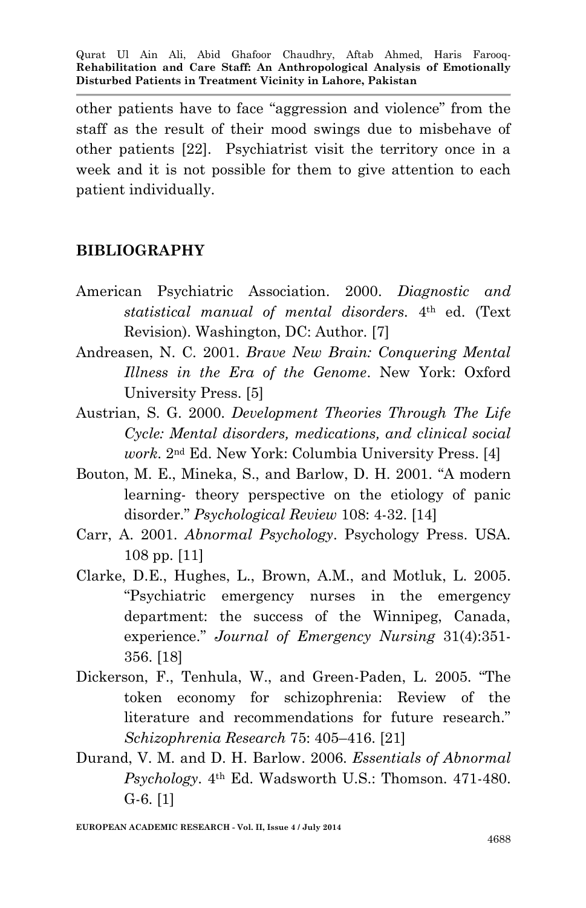other patients have to face "aggression and violence" from the staff as the result of their mood swings due to misbehave of other patients [22]. Psychiatrist visit the territory once in a week and it is not possible for them to give attention to each patient individually.

## BIBLIOGRAPHY

American Psychiatric Association. 2000. *Diagnostic and statistical manual of mental disorders*. 4th ed. (Text Revision). Washington, DC: Author. [7]

Andreasen, N. C. 2001. *Brave New Brain: Conquering Mental Illness in the Era of the Genome*. New York: Oxford University Press. [5]

Austrian, S. G. 2000. *Development Theories Through The Life Cycle: Mental disorders, medications, and clinical social work*. 2nd Ed. New York: Columbia University Press. [4]

Bouton, M. E., Mineka, S., and Barlow, D. H. 2001. "A modern learning- theory perspective on the etiology of panic disorder." *Psychological Review* 108: 4-32. [14]

Carr, A. 2001. *Abnormal Psychology*. Psychology Press. USA. 108 pp. [11]

Clarke, D.E., Hughes, L., Brown, A.M., and Motluk, L. 2005. "Psychiatric emergency nurses in the emergency department: the success of the Winnipeg, Canada, experience." *Journal of Emergency Nursing* 31(4):351-356. [18]

Dickerson, F., Tenhula, W., and Green-Paden, L. 2005. "The token economy for schizophrenia: Review of the literature and recommendations for future research." *Schizophrenia Research* 75: 405–416. [21]

Durand, V. M. and D. H. Barlow. 2006. *Essentials of Abnormal Psychology*. 4th Ed. Wadsworth U.S.: Thomson. 471-480. G-6. [1]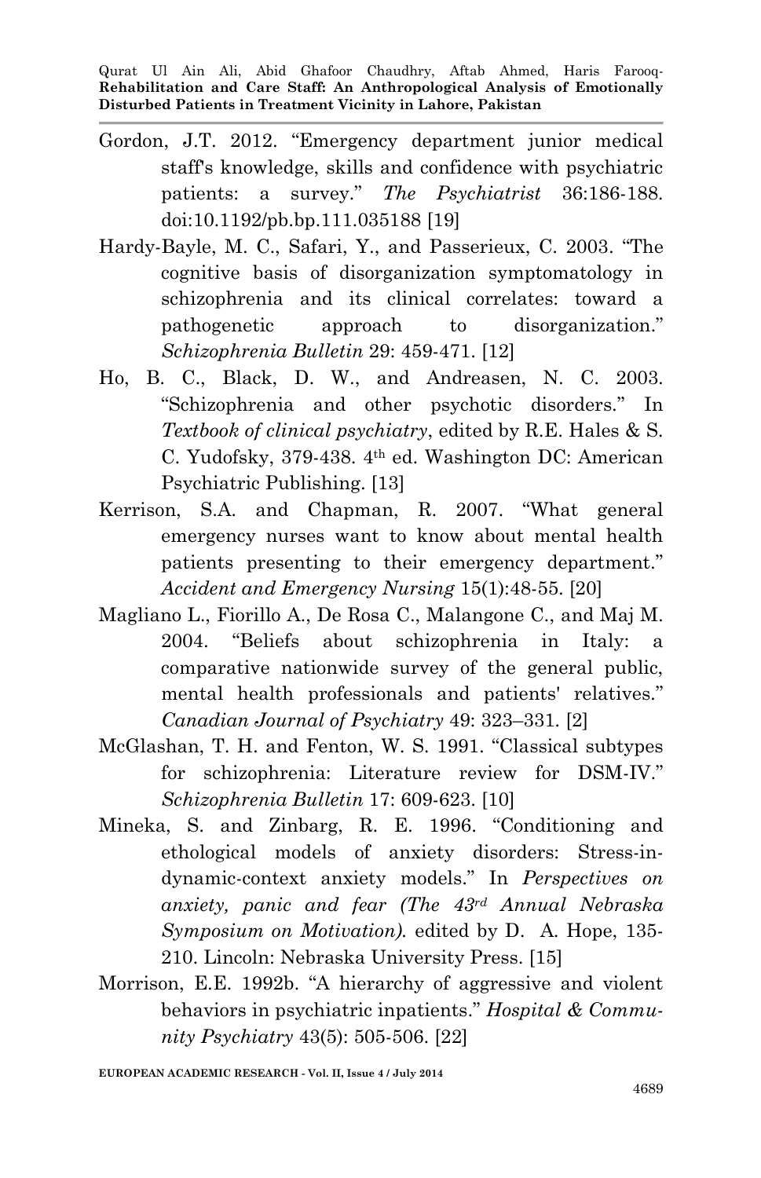Gordon, J.T. 2012. "Emergency department junior medical staff's knowledge, skills and confidence with psychiatric patients: a survey." *The Psychiatrist* 36:186-188. doi:10.1192/pb.bp.111.035188 [19]

Hardy-Bayle, M. C., Safari, Y., and Passerieux, C. 2003. "The cognitive basis of disorganization symptomatology in schizophrenia and its clinical correlates: toward a pathogenetic approach to disorganization." *Schizophrenia Bulletin* 29: 459-471. [12]

Ho, B. C., Black, D. W., and Andreasen, N. C. 2003. "Schizophrenia and other psychotic disorders." In *Textbook of clinical psychiatry*, edited by R.E. Hales & S. C. Yudofsky, 379-438. 4th ed. Washington DC: American Psychiatric Publishing. [13]

Kerrison, S.A. and Chapman, R. 2007. "What general emergency nurses want to know about mental health patients presenting to their emergency department." *Accident and Emergency Nursing* 15(1):48-55. [20]

Magliano L., Fiorillo A., De Rosa C., Malangone C., and Maj M. 2004. "Beliefs about schizophrenia in Italy: a comparative nationwide survey of the general public, mental health professionals and patients' relatives." *Canadian Journal of Psychiatry* 49: 323–331. [2]

McGlashan, T. H. and Fenton, W. S. 1991. "Classical subtypes for schizophrenia: Literature review for DSM-IV." *Schizophrenia Bulletin* 17: 609-623. [10]

Mineka, S. and Zinbarg, R. E. 1996. "Conditioning and ethological models of anxiety disorders: Stress-in-dynamic-context anxiety models." In *Perspectives on anxiety, panic and fear (The 43rd Annual Nebraska Symposium on Motivation).* edited by D. A. Hope, 135-210. Lincoln: Nebraska University Press. [15]

Morrison, E.E. 1992b. "A hierarchy of aggressive and violent behaviors in psychiatric inpatients." *Hospital & Community Psychiatry* 43(5): 505-506. [22]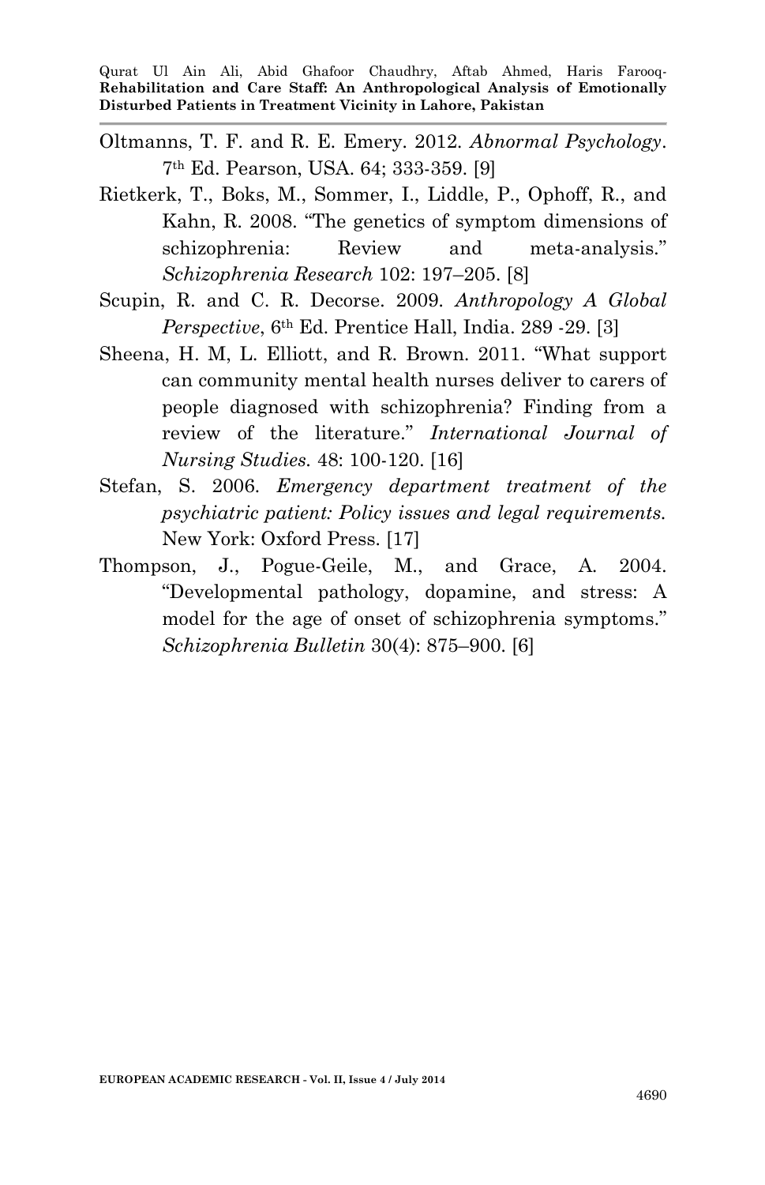Oltmanns, T. F. and R. E. Emery. 2012. *Abnormal Psychology*. 7th Ed. Pearson, USA. 64; 333-359. [9]

Rietkerk, T., Boks, M., Sommer, I., Liddle, P., Ophoff, R., and Kahn, R. 2008. "The genetics of symptom dimensions of schizophrenia: Review and meta-analysis." *Schizophrenia Research* 102: 197–205. [8]

Scupin, R. and C. R. Decorse. 2009. *Anthropology A Global Perspective*, 6th Ed. Prentice Hall, India. 289 -29. [3]

Sheena, H. M, L. Elliott, and R. Brown. 2011. "What support can community mental health nurses deliver to carers of people diagnosed with schizophrenia? Finding from a review of the literature." *International Journal of Nursing Studies.* 48: 100-120. [16]

Stefan, S. 2006. *Emergency department treatment of the psychiatric patient: Policy issues and legal requirements.* New York: Oxford Press. [17]

Thompson, J., Pogue-Geile, M., and Grace, A. 2004. "Developmental pathology, dopamine, and stress: A model for the age of onset of schizophrenia symptoms." *Schizophrenia Bulletin* 30(4): 875–900. [6]